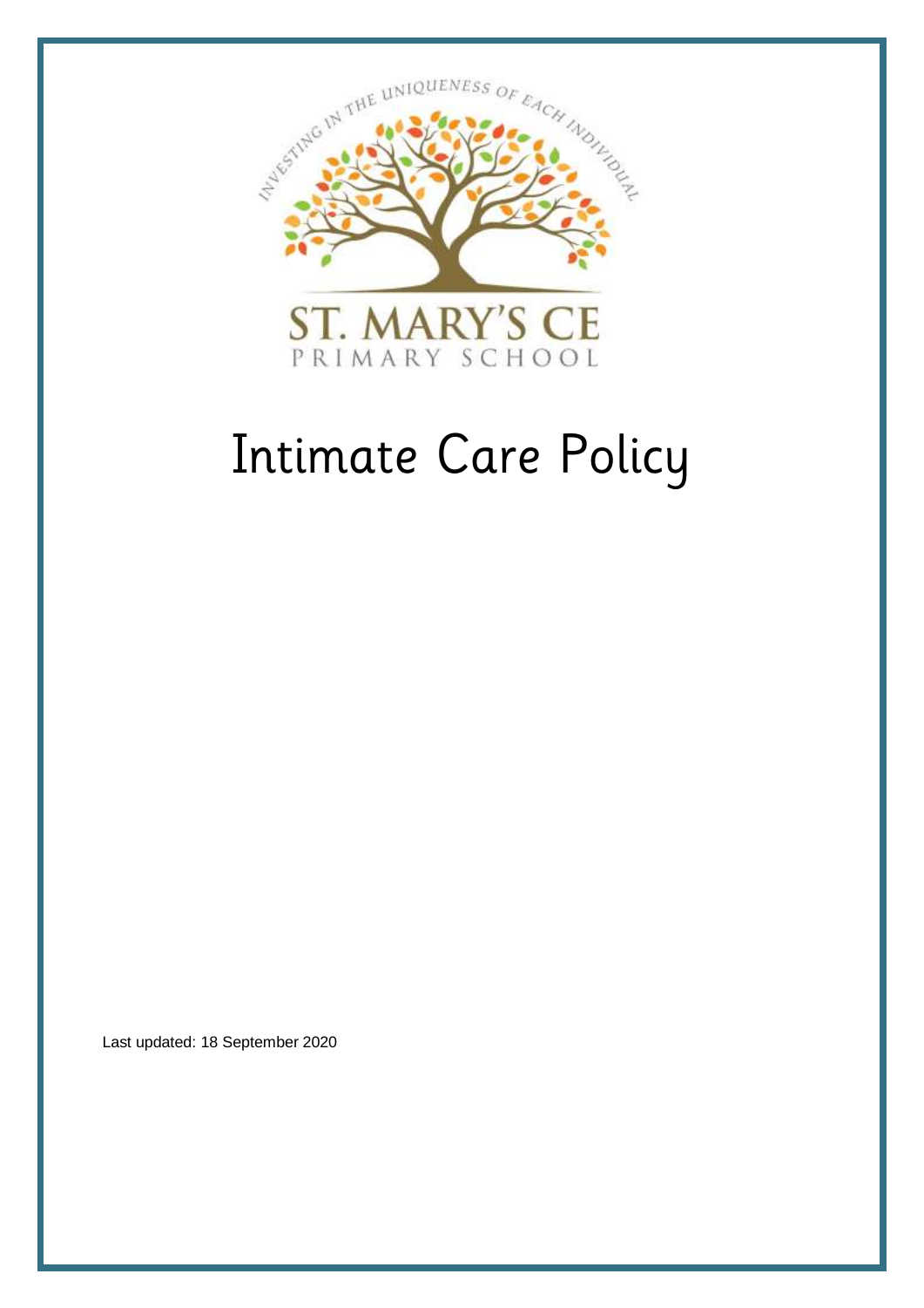INVESTING IN THE UNIQUENESS OF EACH INDIVIDUAL

ST. MARY'S CE

PRIMARY SCHOOL

# Intimate Care Policy

Last updated: 18 September 2020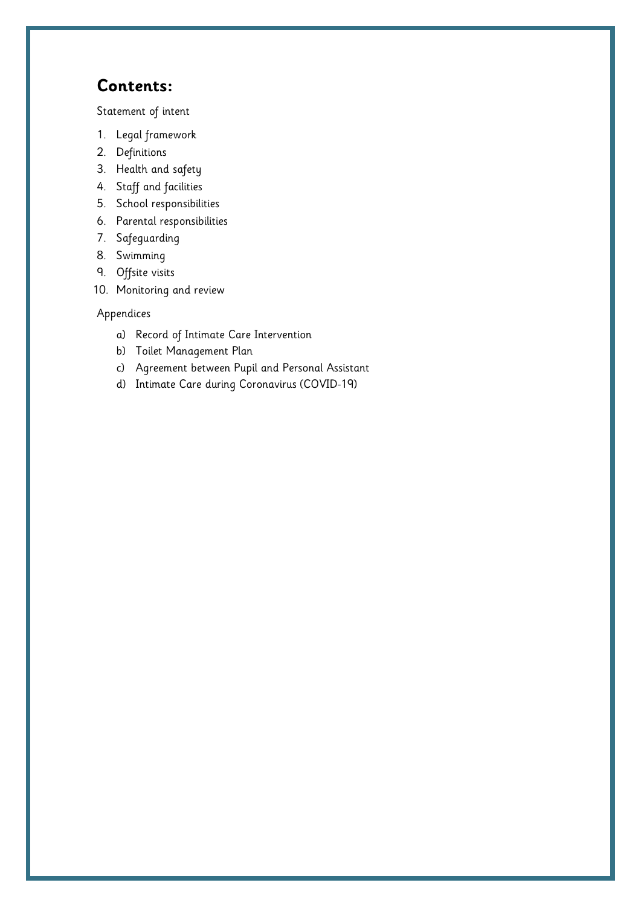## **Contents:**

Statement of intent

1. Legal framework
2. Definitions
3. Health and safety
4. Staff and facilities
5. School responsibilities
6. Parental responsibilities
7. Safeguarding
8. Swimming
9. Offsite visits
10. Monitoring and review

Appendices

- a) Record of Intimate Care Intervention
- b) Toilet Management Plan
- c) Agreement between Pupil and Personal Assistant
- d) Intimate Care during Coronavirus (COVID-19)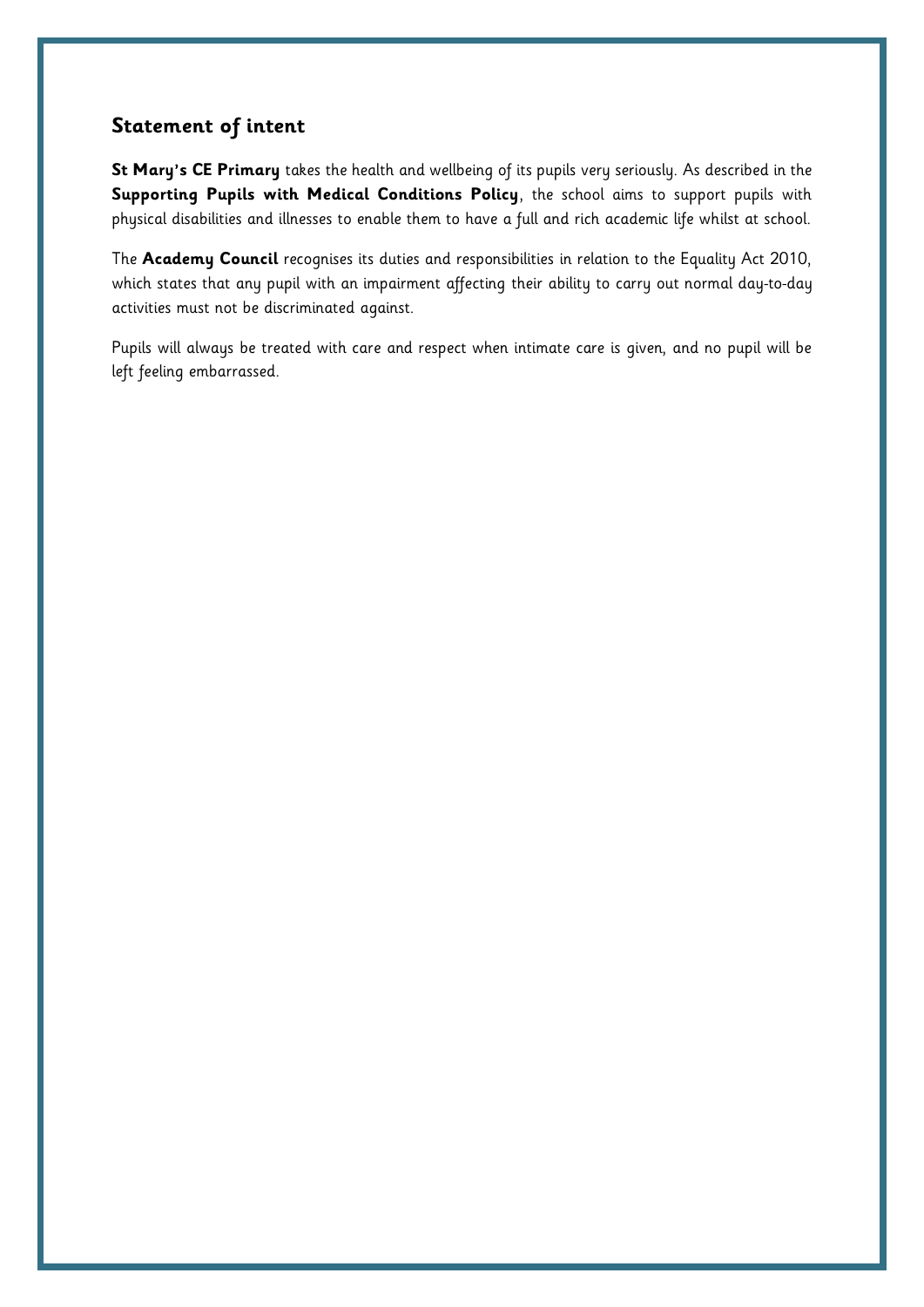## Statement of intent

**St Mary's CE Primary** takes the health and wellbeing of its pupils very seriously. As described in the **Supporting Pupils with Medical Conditions Policy**, the school aims to support pupils with physical disabilities and illnesses to enable them to have a full and rich academic life whilst at school.

The **Academy Council** recognises its duties and responsibilities in relation to the Equality Act 2010, which states that any pupil with an impairment affecting their ability to carry out normal day-to-day activities must not be discriminated against.

Pupils will always be treated with care and respect when intimate care is given, and no pupil will be left feeling embarrassed.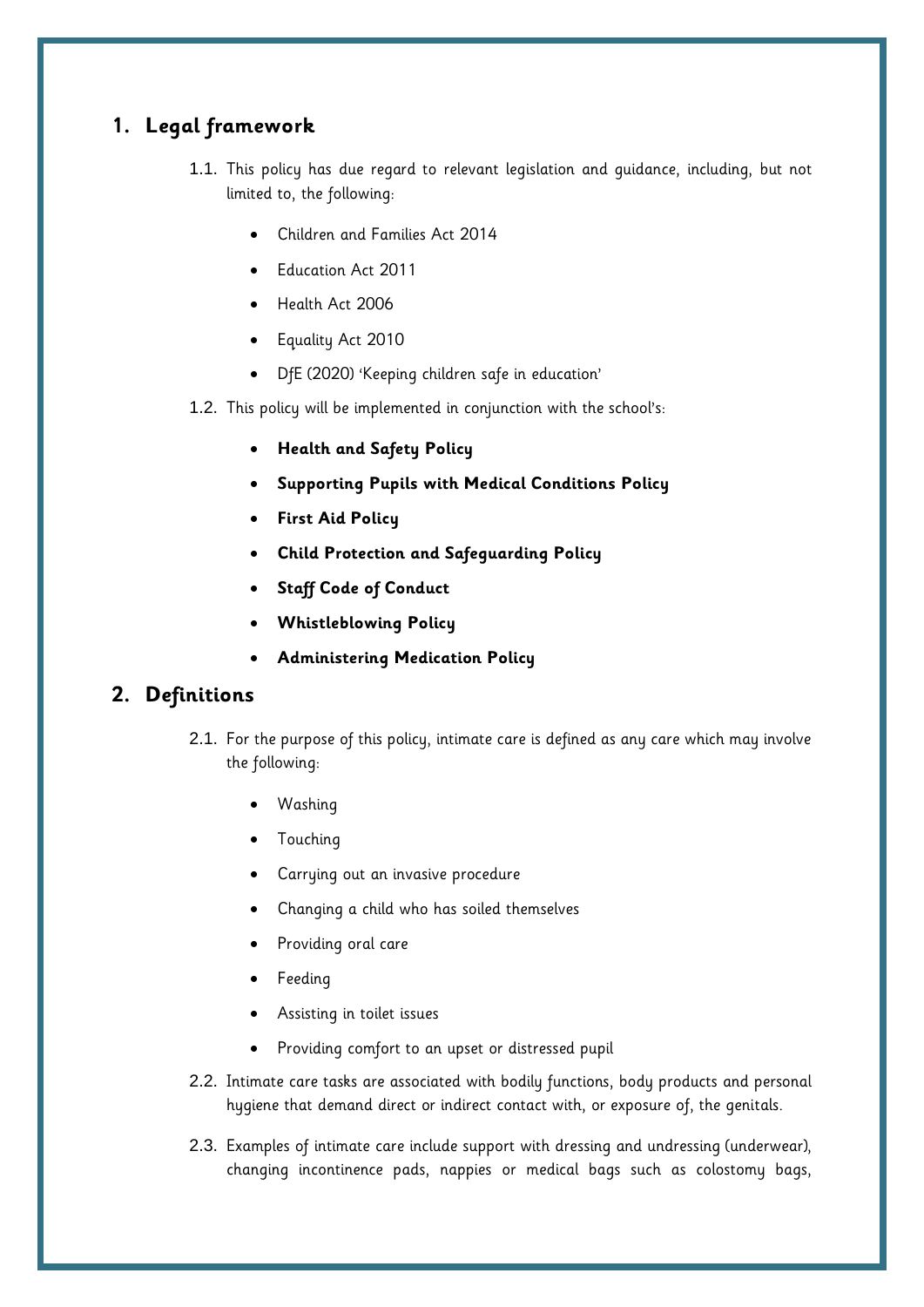## 1. Legal framework

1.1. This policy has due regard to relevant legislation and guidance, including, but not limited to, the following:

- Children and Families Act 2014
- Education Act 2011
- Health Act 2006
- Equality Act 2010
- DfE (2020) 'Keeping children safe in education'

1.2. This policy will be implemented in conjunction with the school's:

- **Health and Safety Policy**
- **Supporting Pupils with Medical Conditions Policy**
- **First Aid Policy**
- **Child Protection and Safeguarding Policy**
- **Staff Code of Conduct**
- **Whistleblowing Policy**
- **Administering Medication Policy**

## 2. Definitions

2.1. For the purpose of this policy, intimate care is defined as any care which may involve the following:

- Washing
- Touching
- Carrying out an invasive procedure
- Changing a child who has soiled themselves
- Providing oral care
- Feeding
- Assisting in toilet issues
- Providing comfort to an upset or distressed pupil

2.2. Intimate care tasks are associated with bodily functions, body products and personal hygiene that demand direct or indirect contact with, or exposure of, the genitals.

2.3. Examples of intimate care include support with dressing and undressing (underwear), changing incontinence pads, nappies or medical bags such as colostomy bags,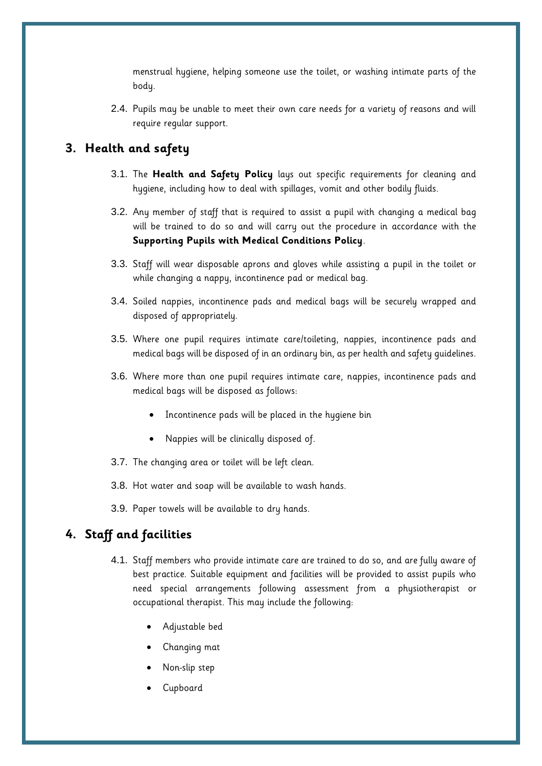menstrual hygiene, helping someone use the toilet, or washing intimate parts of the body.

2.4. Pupils may be unable to meet their own care needs for a variety of reasons and will require regular support.

## 3. Health and safety

3.1. The **Health and Safety Policy** lays out specific requirements for cleaning and hygiene, including how to deal with spillages, vomit and other bodily fluids.

3.2. Any member of staff that is required to assist a pupil with changing a medical bag will be trained to do so and will carry out the procedure in accordance with the **Supporting Pupils with Medical Conditions Policy**.

3.3. Staff will wear disposable aprons and gloves while assisting a pupil in the toilet or while changing a nappy, incontinence pad or medical bag.

3.4. Soiled nappies, incontinence pads and medical bags will be securely wrapped and disposed of appropriately.

3.5. Where one pupil requires intimate care/toileting, nappies, incontinence pads and medical bags will be disposed of in an ordinary bin, as per health and safety guidelines.

3.6. Where more than one pupil requires intimate care, nappies, incontinence pads and medical bags will be disposed as follows:

- Incontinence pads will be placed in the hygiene bin
- Nappies will be clinically disposed of.

3.7. The changing area or toilet will be left clean.

3.8. Hot water and soap will be available to wash hands.

3.9. Paper towels will be available to dry hands.

## 4. Staff and facilities

4.1. Staff members who provide intimate care are trained to do so, and are fully aware of best practice. Suitable equipment and facilities will be provided to assist pupils who need special arrangements following assessment from a physiotherapist or occupational therapist. This may include the following:

- Adjustable bed
- Changing mat
- Non-slip step
- Cupboard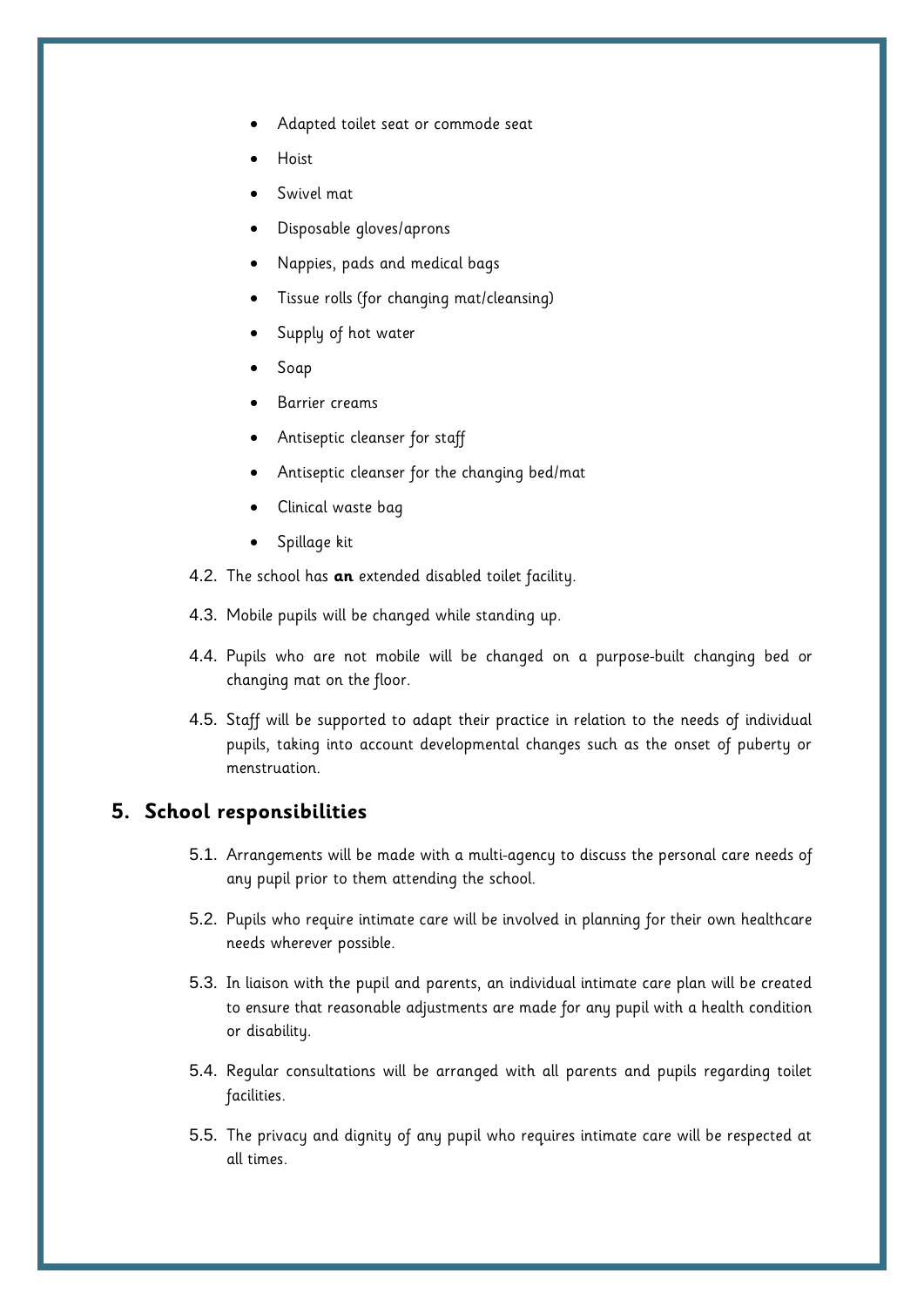- Adapted toilet seat or commode seat
- Hoist
- Swivel mat
- Disposable gloves/aprons
- Nappies, pads and medical bags
- Tissue rolls (for changing mat/cleansing)
- Supply of hot water
- Soap
- Barrier creams
- Antiseptic cleanser for staff
- Antiseptic cleanser for the changing bed/mat
- Clinical waste bag
- Spillage kit

4.2. The school has **an** extended disabled toilet facility.

4.3. Mobile pupils will be changed while standing up.

4.4. Pupils who are not mobile will be changed on a purpose-built changing bed or changing mat on the floor.

4.5. Staff will be supported to adapt their practice in relation to the needs of individual pupils, taking into account developmental changes such as the onset of puberty or menstruation.

## 5. School responsibilities

5.1. Arrangements will be made with a multi-agency to discuss the personal care needs of any pupil prior to them attending the school.

5.2. Pupils who require intimate care will be involved in planning for their own healthcare needs wherever possible.

5.3. In liaison with the pupil and parents, an individual intimate care plan will be created to ensure that reasonable adjustments are made for any pupil with a health condition or disability.

5.4. Regular consultations will be arranged with all parents and pupils regarding toilet facilities.

5.5. The privacy and dignity of any pupil who requires intimate care will be respected at all times.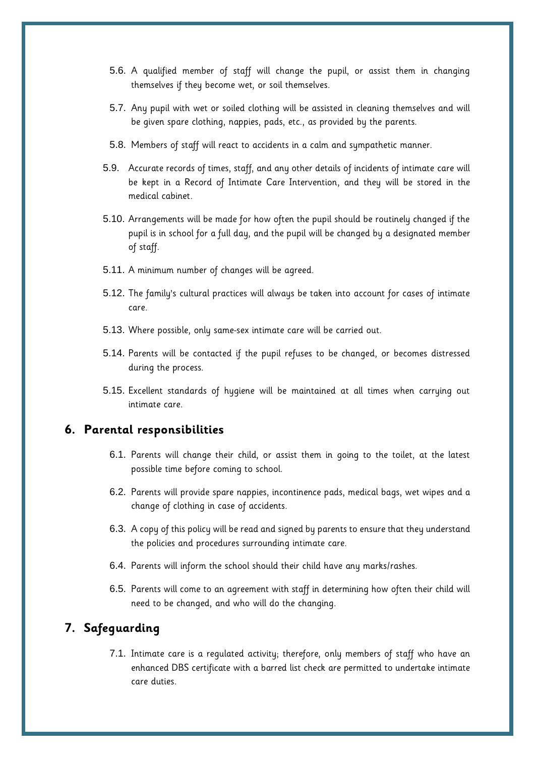5.6. A qualified member of staff will change the pupil, or assist them in changing themselves if they become wet, or soil themselves.

5.7. Any pupil with wet or soiled clothing will be assisted in cleaning themselves and will be given spare clothing, nappies, pads, etc., as provided by the parents.

5.8. Members of staff will react to accidents in a calm and sympathetic manner.

5.9. Accurate records of times, staff, and any other details of incidents of intimate care will be kept in a Record of Intimate Care Intervention, and they will be stored in the medical cabinet.

5.10. Arrangements will be made for how often the pupil should be routinely changed if the pupil is in school for a full day, and the pupil will be changed by a designated member of staff.

5.11. A minimum number of changes will be agreed.

5.12. The family's cultural practices will always be taken into account for cases of intimate care.

5.13. Where possible, only same-sex intimate care will be carried out.

5.14. Parents will be contacted if the pupil refuses to be changed, or becomes distressed during the process.

5.15. Excellent standards of hygiene will be maintained at all times when carrying out intimate care.

## 6. Parental responsibilities

6.1. Parents will change their child, or assist them in going to the toilet, at the latest possible time before coming to school.

6.2. Parents will provide spare nappies, incontinence pads, medical bags, wet wipes and a change of clothing in case of accidents.

6.3. A copy of this policy will be read and signed by parents to ensure that they understand the policies and procedures surrounding intimate care.

6.4. Parents will inform the school should their child have any marks/rashes.

6.5. Parents will come to an agreement with staff in determining how often their child will need to be changed, and who will do the changing.

## 7. Safeguarding

7.1. Intimate care is a regulated activity; therefore, only members of staff who have an enhanced DBS certificate with a barred list check are permitted to undertake intimate care duties.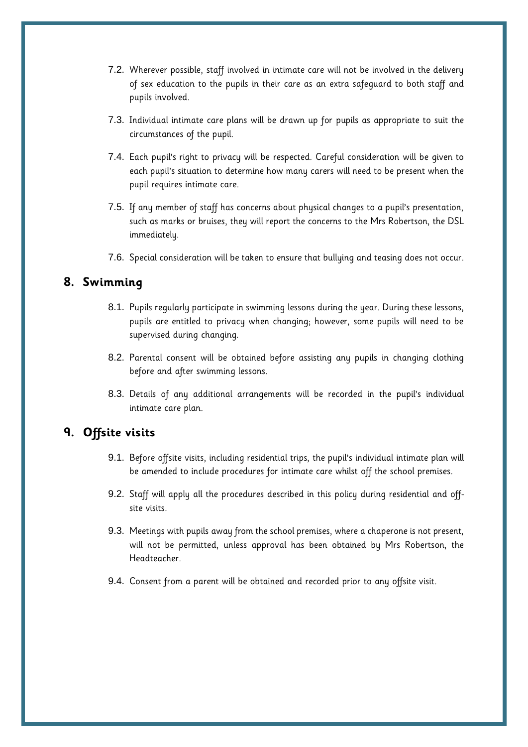7.2. Wherever possible, staff involved in intimate care will not be involved in the delivery of sex education to the pupils in their care as an extra safeguard to both staff and pupils involved.

7.3. Individual intimate care plans will be drawn up for pupils as appropriate to suit the circumstances of the pupil.

7.4. Each pupil's right to privacy will be respected. Careful consideration will be given to each pupil's situation to determine how many carers will need to be present when the pupil requires intimate care.

7.5. If any member of staff has concerns about physical changes to a pupil's presentation, such as marks or bruises, they will report the concerns to the Mrs Robertson, the DSL immediately.

7.6. Special consideration will be taken to ensure that bullying and teasing does not occur.

## 8. Swimming

8.1. Pupils regularly participate in swimming lessons during the year. During these lessons, pupils are entitled to privacy when changing; however, some pupils will need to be supervised during changing.

8.2. Parental consent will be obtained before assisting any pupils in changing clothing before and after swimming lessons.

8.3. Details of any additional arrangements will be recorded in the pupil's individual intimate care plan.

## 9. Offsite visits

9.1. Before offsite visits, including residential trips, the pupil's individual intimate plan will be amended to include procedures for intimate care whilst off the school premises.

9.2. Staff will apply all the procedures described in this policy during residential and off-site visits.

9.3. Meetings with pupils away from the school premises, where a chaperone is not present, will not be permitted, unless approval has been obtained by Mrs Robertson, the Headteacher.

9.4. Consent from a parent will be obtained and recorded prior to any offsite visit.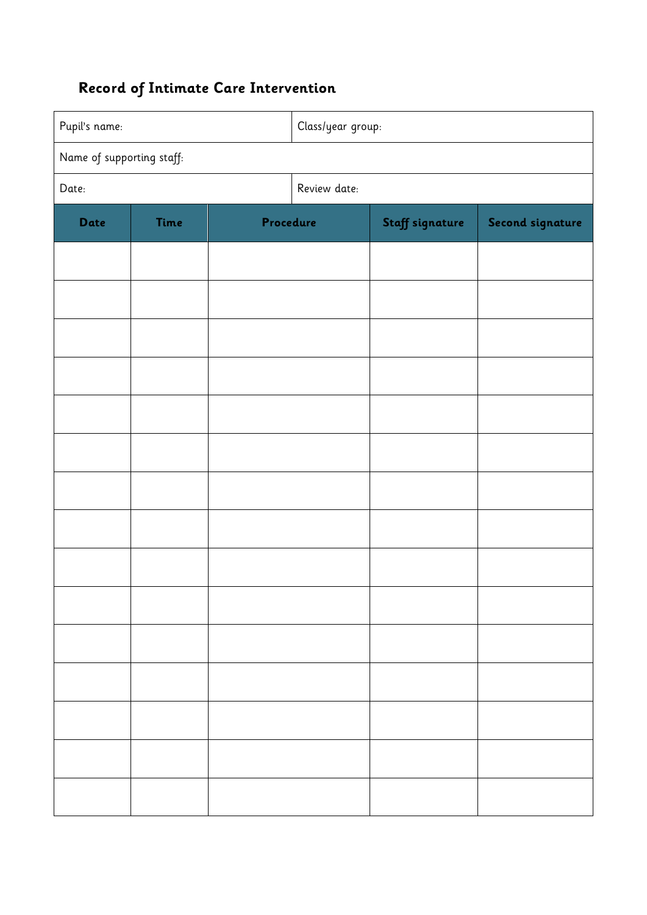## Record of Intimate Care Intervention

| Pupil's name: | Class/year group: |
|---|---|
| Name of supporting staff: | |
| Date: | Review date: |

| Date | Time | Procedure | Staff signature | Second signature |
|---|---|---|---|---|
| | | | | |
| | | | | |
| | | | | |
| | | | | |
| | | | | |
| | | | | |
| | | | | |
| | | | | |
| | | | | |
| | | | | |
| | | | | |
| | | | | |
| | | | | |
| | | | | |
| | | | | |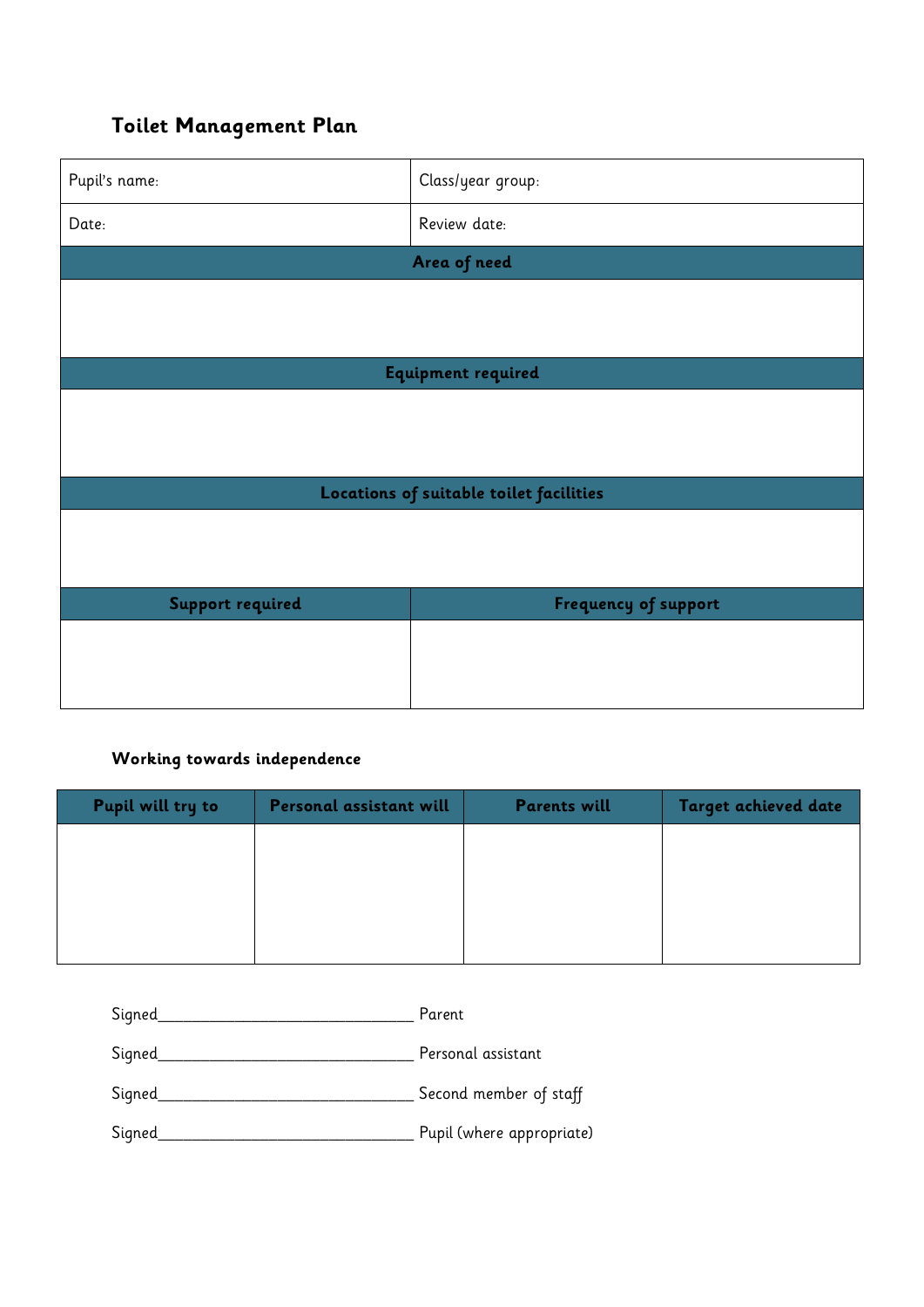## Toilet Management Plan

| Pupil's name: | Class/year group: |
|---|---|
| Date: | Review date: |
| **Area of need** | |
| | |
| **Equipment required** | |
| | |
| **Locations of suitable toilet facilities** | |
| | |
| **Support required** | **Frequency of support** |
| | |

### Working towards independence

| Pupil will try to | Personal assistant will | Parents will | Target achieved date |
|---|---|---|---|
| | | | |

Signed_______________________________ Parent

Signed_______________________________ Personal assistant

Signed_______________________________ Second member of staff

Signed_______________________________ Pupil (where appropriate)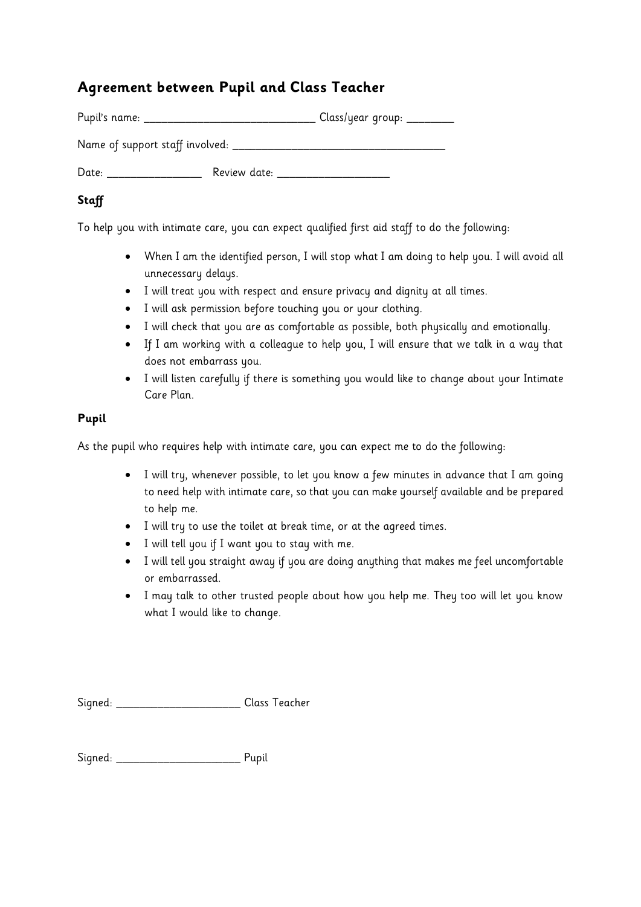## Agreement between Pupil and Class Teacher

Pupil's name: ______________________________ Class/year group: ________

Name of support staff involved: ____________________________________

Date: ________________ Review date: ___________________

### Staff

To help you with intimate care, you can expect qualified first aid staff to do the following:

- When I am the identified person, I will stop what I am doing to help you. I will avoid all unnecessary delays.
- I will treat you with respect and ensure privacy and dignity at all times.
- I will ask permission before touching you or your clothing.
- I will check that you are as comfortable as possible, both physically and emotionally.
- If I am working with a colleague to help you, I will ensure that we talk in a way that does not embarrass you.
- I will listen carefully if there is something you would like to change about your Intimate Care Plan.

### Pupil

As the pupil who requires help with intimate care, you can expect me to do the following:

- I will try, whenever possible, to let you know a few minutes in advance that I am going to need help with intimate care, so that you can make yourself available and be prepared to help me.
- I will try to use the toilet at break time, or at the agreed times.
- I will tell you if I want you to stay with me.
- I will tell you straight away if you are doing anything that makes me feel uncomfortable or embarrassed.
- I may talk to other trusted people about how you help me. They too will let you know what I would like to change.

Signed: _____________________ Class Teacher

Signed: _____________________ Pupil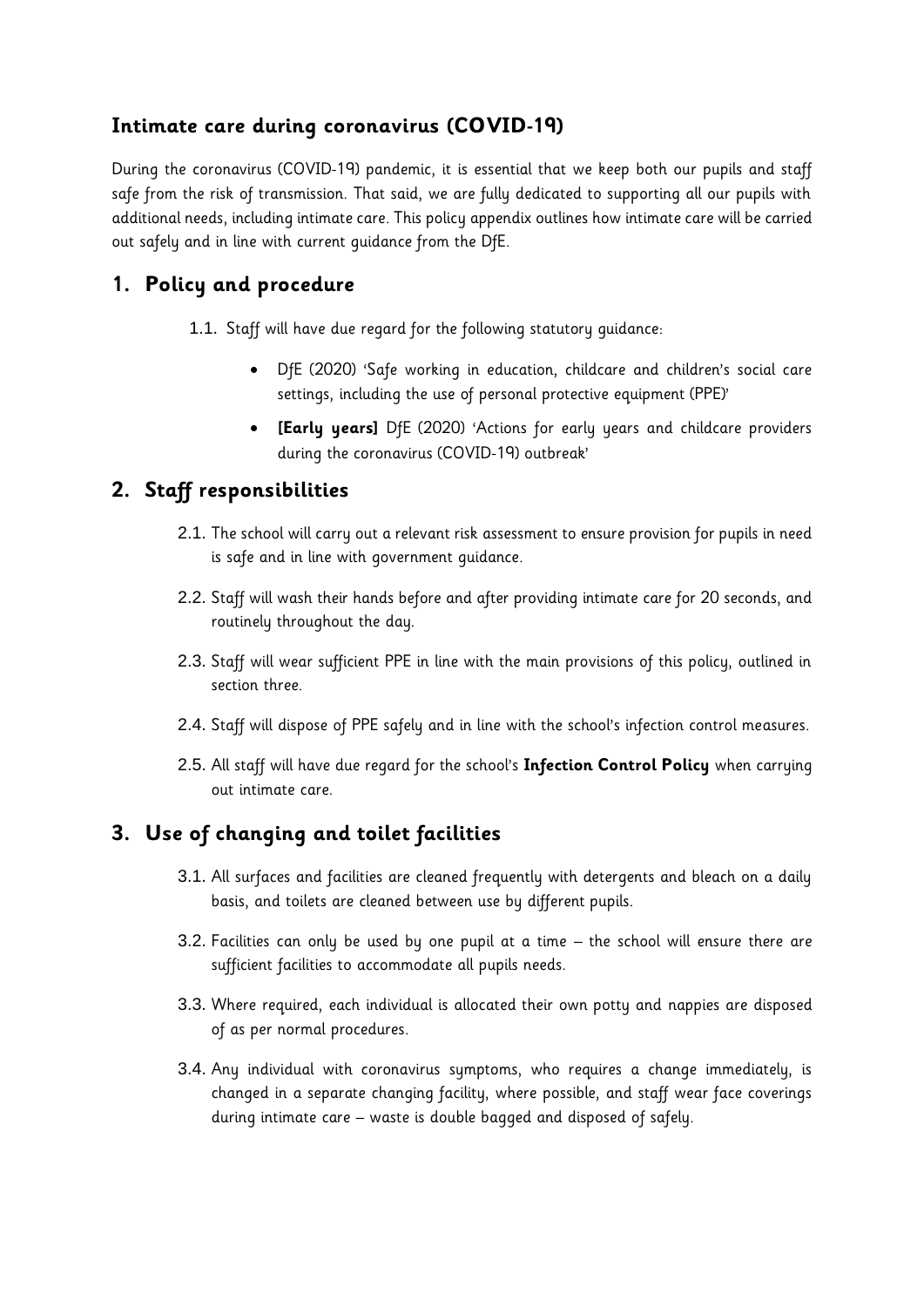## Intimate care during coronavirus (COVID-19)

During the coronavirus (COVID-19) pandemic, it is essential that we keep both our pupils and staff safe from the risk of transmission. That said, we are fully dedicated to supporting all our pupils with additional needs, including intimate care. This policy appendix outlines how intimate care will be carried out safely and in line with current guidance from the DfE.

## 1. Policy and procedure

1.1. Staff will have due regard for the following statutory guidance:

- DfE (2020) 'Safe working in education, childcare and children's social care settings, including the use of personal protective equipment (PPE)'
- **[Early years]** DfE (2020) 'Actions for early years and childcare providers during the coronavirus (COVID-19) outbreak'

## 2. Staff responsibilities

2.1. The school will carry out a relevant risk assessment to ensure provision for pupils in need is safe and in line with government guidance.

2.2. Staff will wash their hands before and after providing intimate care for 20 seconds, and routinely throughout the day.

2.3. Staff will wear sufficient PPE in line with the main provisions of this policy, outlined in section three.

2.4. Staff will dispose of PPE safely and in line with the school's infection control measures.

2.5. All staff will have due regard for the school's **Infection Control Policy** when carrying out intimate care.

## 3. Use of changing and toilet facilities

3.1. All surfaces and facilities are cleaned frequently with detergents and bleach on a daily basis, and toilets are cleaned between use by different pupils.

3.2. Facilities can only be used by one pupil at a time – the school will ensure there are sufficient facilities to accommodate all pupils needs.

3.3. Where required, each individual is allocated their own potty and nappies are disposed of as per normal procedures.

3.4. Any individual with coronavirus symptoms, who requires a change immediately, is changed in a separate changing facility, where possible, and staff wear face coverings during intimate care – waste is double bagged and disposed of safely.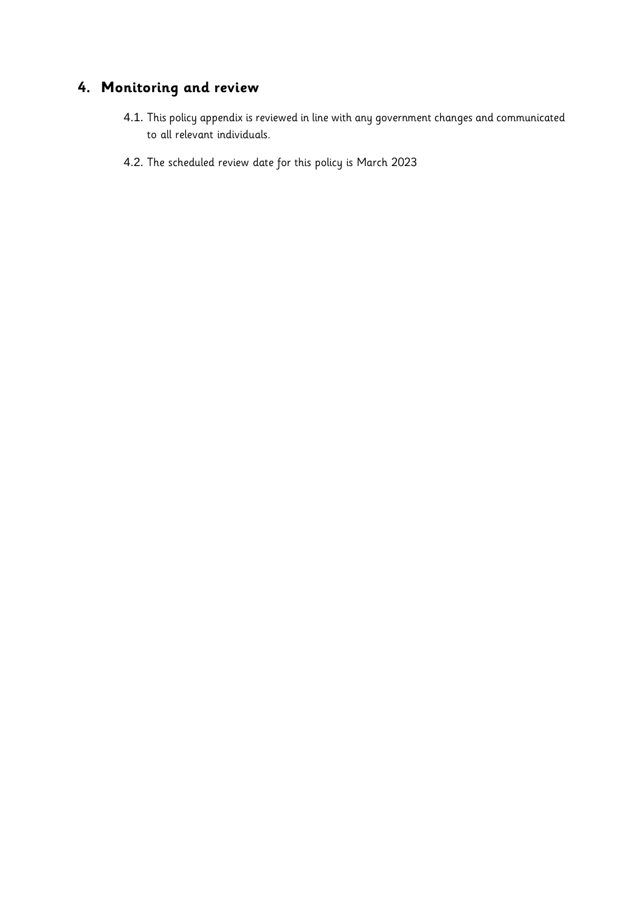## 4. Monitoring and review

4.1. This policy appendix is reviewed in line with any government changes and communicated to all relevant individuals.

4.2. The scheduled review date for this policy is March 2023